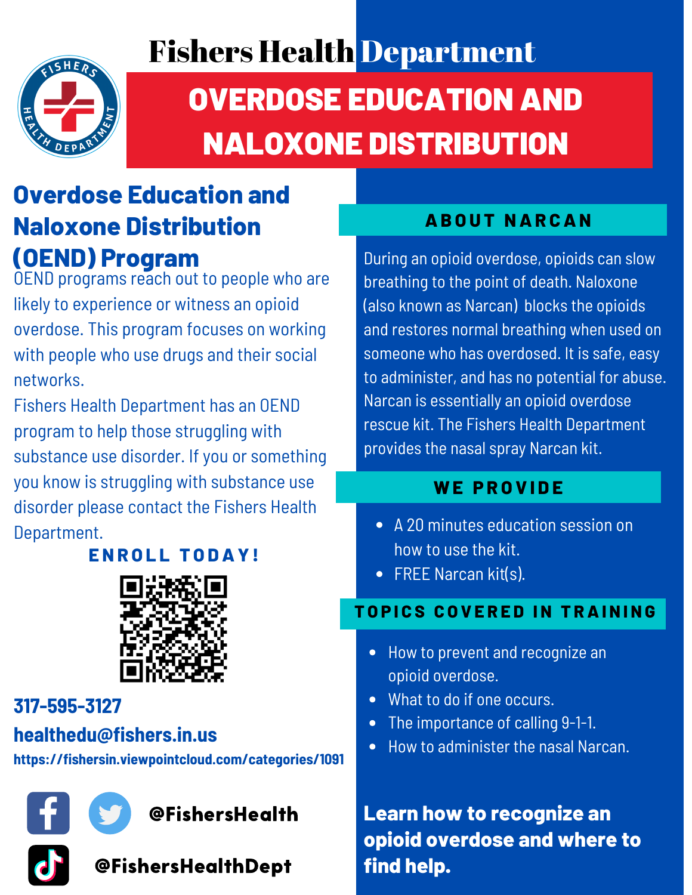# Fishers Health Department

# OVERDOSE EDUCATION AND NALOXONE DISTRIBUTION

## Overdose Education and Naloxone Distribution (OEND) Program

OEND programs reach out to people who are likely to experience or witness an opioid overdose. This program focuses on working with people who use drugs and their social networks.

Fishers Health Department has an OEND program to help those struggling with substance use disorder. If you or something you know is struggling with substance use disorder please contact the Fishers Health Department.

**ENROLL TODAY!**

**317-595-3127**

**healthedu@fishers.in.us**

**https://fishersin.viewpointcloud.com/categories/1091**

**@FishersHealth**

**@FishersHealthDept**

## ABOUT NARCAN

During an opioid overdose, opioids can slow breathing to the point of death. Naloxone (also known as Narcan) blocks the opioids and restores normal breathing when used on someone who has overdosed. It is safe, easy to administer, and has no potential for abuse. Narcan is essentially an opioid overdose rescue kit. The Fishers Health Department provides the nasal spray Narcan kit.

## WE PROVIDE

- A 20 minutes education session on how to use the kit.
- FREE Narcan kit(s).

## TOPICS COVERED IN TRAINING

- How to prevent and recognize an opioid overdose.
- What to do if one occurs.
- The importance of calling 9-1-1.
- How to administer the nasal Narcan.

**Learn how to recognize an opioid overdose and where to find help.**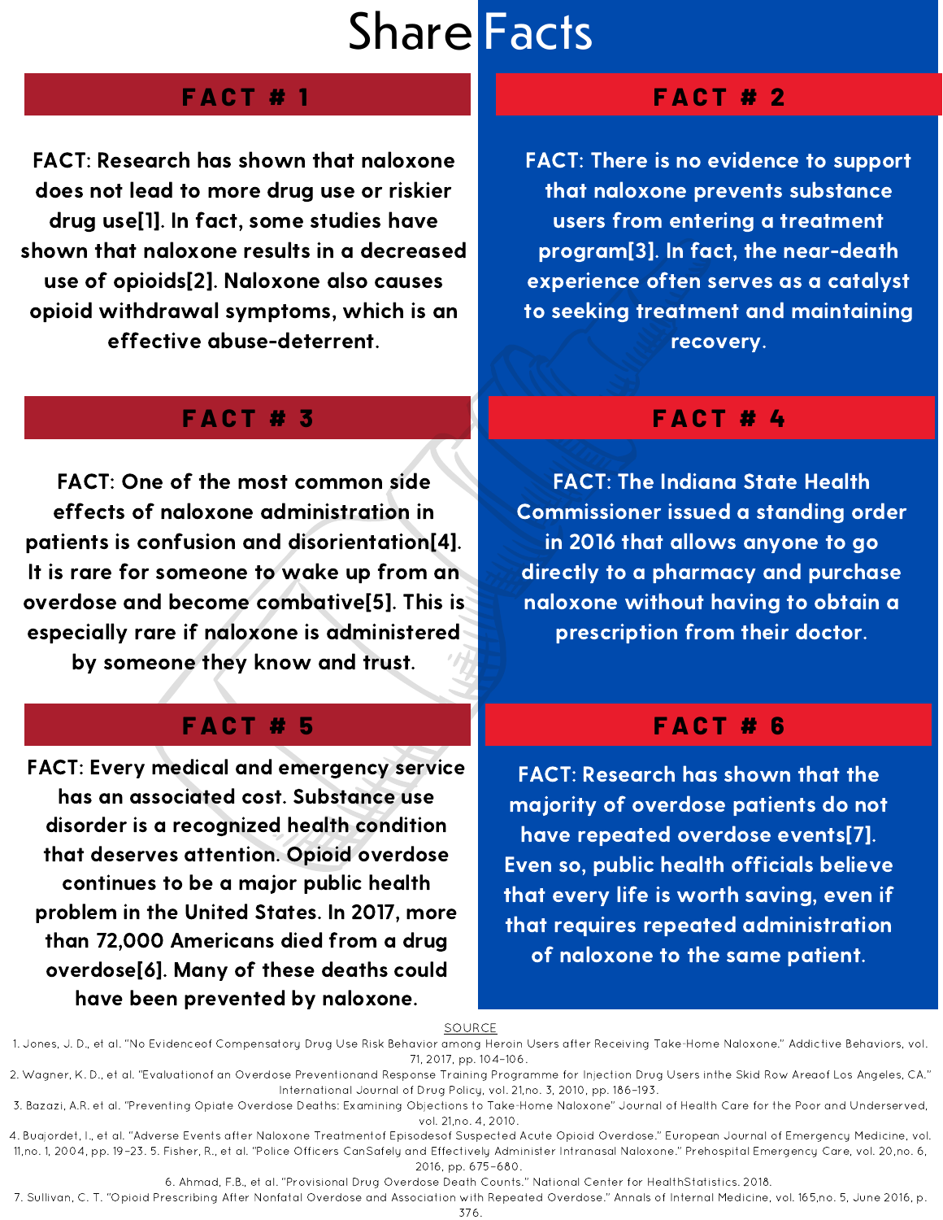# Share Facts

## FACT # 1

FACT: Research has shown that naloxone does not lead to more drug use or riskier drug use[1]. In fact, some studies have shown that naloxone results in a decreased use of opioids[2]. Naloxone also causes opioid withdrawal symptoms, which is an effective abuse-deterrent.

## FACT # 2

FACT: There is no evidence to support that naloxone prevents substance users from entering a treatment program[3]. In fact, the near-death experience often serves as a catalyst to seeking treatment and maintaining recovery.

## FACT # 3

FACT: One of the most common side effects of naloxone administration in patients is confusion and disorientation[4]. It is rare for someone to wake up from an overdose and become combative[5]. This is especially rare if naloxone is administered by someone they know and trust.

## FACT # 4

FACT: The Indiana State Health Commissioner issued a standing order in 2016 that allows anyone to go directly to a pharmacy and purchase naloxone without having to obtain a prescription from their doctor.

## FACT # 5

FACT: Every medical and emergency service has an associated cost. Substance use disorder is a recognized health condition that deserves attention. Opioid overdose continues to be a major public health problem in the United States. In 2017, more than 72,000 Americans died from a drug overdose[6]. Many of these deaths could have been prevented by naloxone.

## FACT # 6

FACT: Research has shown that the majority of overdose patients do not have repeated overdose events[7]. Even so, public health officials believe that every life is worth saving, even if that requires repeated administration of naloxone to the same patient.

SOURCE

1. Jones, J. D., et al. "No Evidenceof Compensatory Drug Use Risk Behavior among Heroin Users after Receiving Take-Home Naloxone." Addictive Behaviors, vol. 71, 2017, pp. 104-106.
2. Wagner, K. D., et al. "Evaluationof an Overdose Preventionand Response Training Programme for Injection Drug Users inthe Skid Row Areaof Los Angeles, CA." International Journal of Drug Policy, vol. 21,no. 3, 2010, pp. 186-193.
3. Bazazi, A.R. et al. "Preventing Opiate Overdose Deaths: Examining Objections to Take-Home Naloxone" Journal of Health Care for the Poor and Underserved, vol. 21,no. 4, 2010.
4. Buajordet, I., et al. "Adverse Events after Naloxone Treatmentof Episodesof Suspected Acute Opioid Overdose." European Journal of Emergency Medicine, vol. 11,no. 1, 2004, pp. 19-23. 5. Fisher, R., et al. "Police Officers CanSafely and Effectively Administer Intranasal Naloxone." Prehospital Emergency Care, vol. 20,no. 6, 2016, pp. 675-680.
6. Ahmad, F.B., et al. "Provisional Drug Overdose Death Counts." National Center for HealthStatistics. 2018.
7. Sullivan, C. T. "Opioid Prescribing After Nonfatal Overdose and Association with Repeated Overdose." Annals of Internal Medicine, vol. 165,no. 5, June 2016, p. 376.